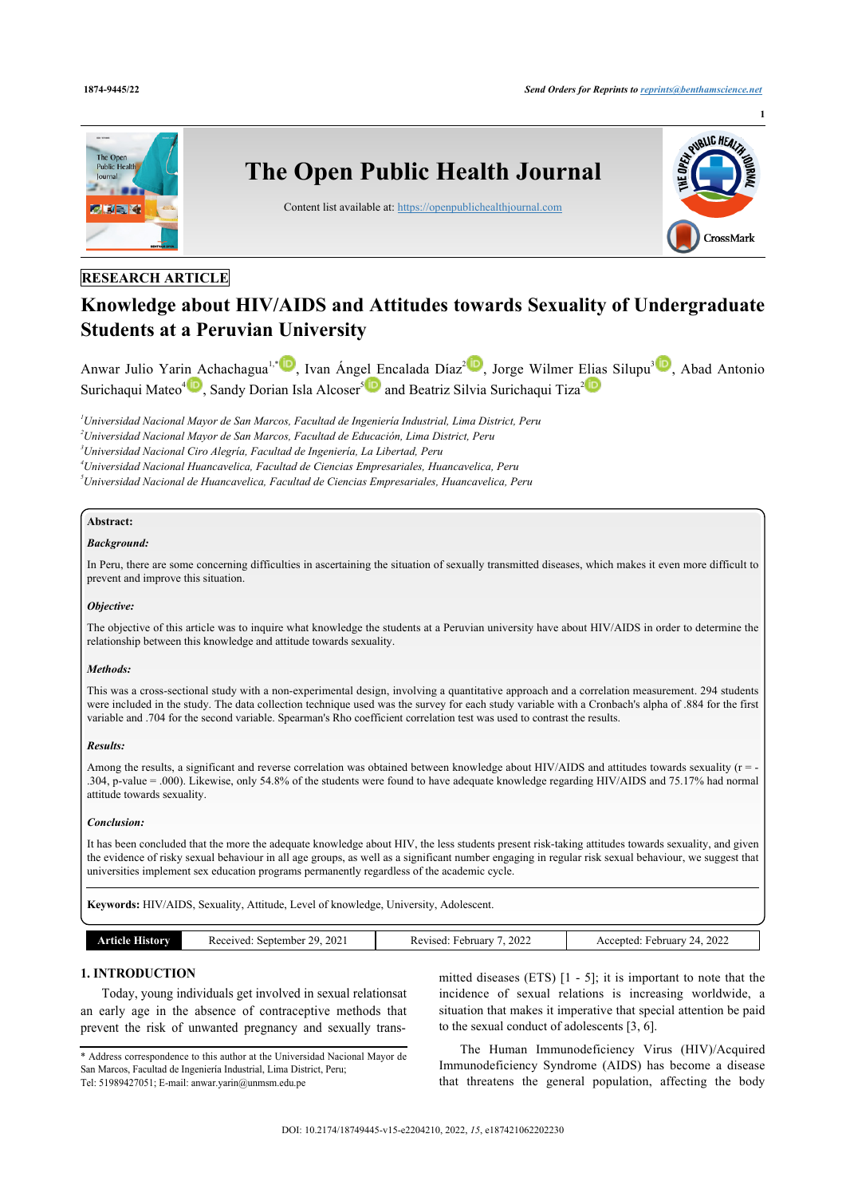RESEARCH ARTICLE

# Knowledge about HIV/AIDS and Attitudes towards Sexuality of Undergraduate Students at a Peruvian University

Anwar Julio Yarin Achachagua[1,*], Ivan Ángel Encalada Díaz[2], Jorge Wilmer Elias Silupu[3], Abad Antonio Surichaqui Mateo[4], Sandy Dorian Isla Alcoser[5] and Beatriz Silvia Surichaqui Tiza[2]

[1]Universidad Nacional Mayor de San Marcos, Facultad de Ingeniería Industrial, Lima District, Peru
[2]Universidad Nacional Mayor de San Marcos, Facultad de Educación, Lima District, Peru
[3]Universidad Nacional Ciro Alegría, Facultad de Ingeniería, La Libertad, Peru
[4]Universidad Nacional Huancavelica, Facultad de Ciencias Empresariales, Huancavelica, Peru
[5]Universidad Nacional de Huancavelica, Facultad de Ciencias Empresariales, Huancavelica, Peru

**Abstract:**

***Background:***

In Peru, there are some concerning difficulties in ascertaining the situation of sexually transmitted diseases, which makes it even more difficult to prevent and improve this situation.

***Objective:***

The objective of this article was to inquire what knowledge the students at a Peruvian university have about HIV/AIDS in order to determine the relationship between this knowledge and attitude towards sexuality.

***Methods:***

This was a cross-sectional study with a non-experimental design, involving a quantitative approach and a correlation measurement. 294 students were included in the study. The data collection technique used was the survey for each study variable with a Cronbach's alpha of .884 for the first variable and .704 for the second variable. Spearman's Rho coefficient correlation test was used to contrast the results.

***Results:***

Among the results, a significant and reverse correlation was obtained between knowledge about HIV/AIDS and attitudes towards sexuality ($r = -.304$, p-value = .000). Likewise, only 54.8% of the students were found to have adequate knowledge regarding HIV/AIDS and 75.17% had normal attitude towards sexuality.

***Conclusion:***

It has been concluded that the more the adequate knowledge about HIV, the less students present risk-taking attitudes towards sexuality, and given the evidence of risky sexual behaviour in all age groups, as well as a significant number engaging in regular risk sexual behaviour, we suggest that universities implement sex education programs permanently regardless of the academic cycle.

**Keywords:** HIV/AIDS, Sexuality, Attitude, Level of knowledge, University, Adolescent.

| Article History | Received: September 29, 2021 | Revised: February 7, 2022 | Accepted: February 24, 2022 |
|---|---|---|---|

## 1. INTRODUCTION

Today, young individuals get involved in sexual relationsat an early age in the absence of contraceptive methods that prevent the risk of unwanted pregnancy and sexually transmitted diseases (ETS) [1 - 5]; it is important to note that the incidence of sexual relations is increasing worldwide, a situation that makes it imperative that special attention be paid to the sexual conduct of adolescents [3, 6].

The Human Immunodeficiency Virus (HIV)/Acquired Immunodeficiency Syndrome (AIDS) has become a disease that threatens the general population, affecting the body

\* Address correspondence to this author at the Universidad Nacional Mayor de San Marcos, Facultad de Ingeniería Industrial, Lima District, Peru; Tel: 51989427051; E-mail: anwar.yarin@unmsm.edu.pe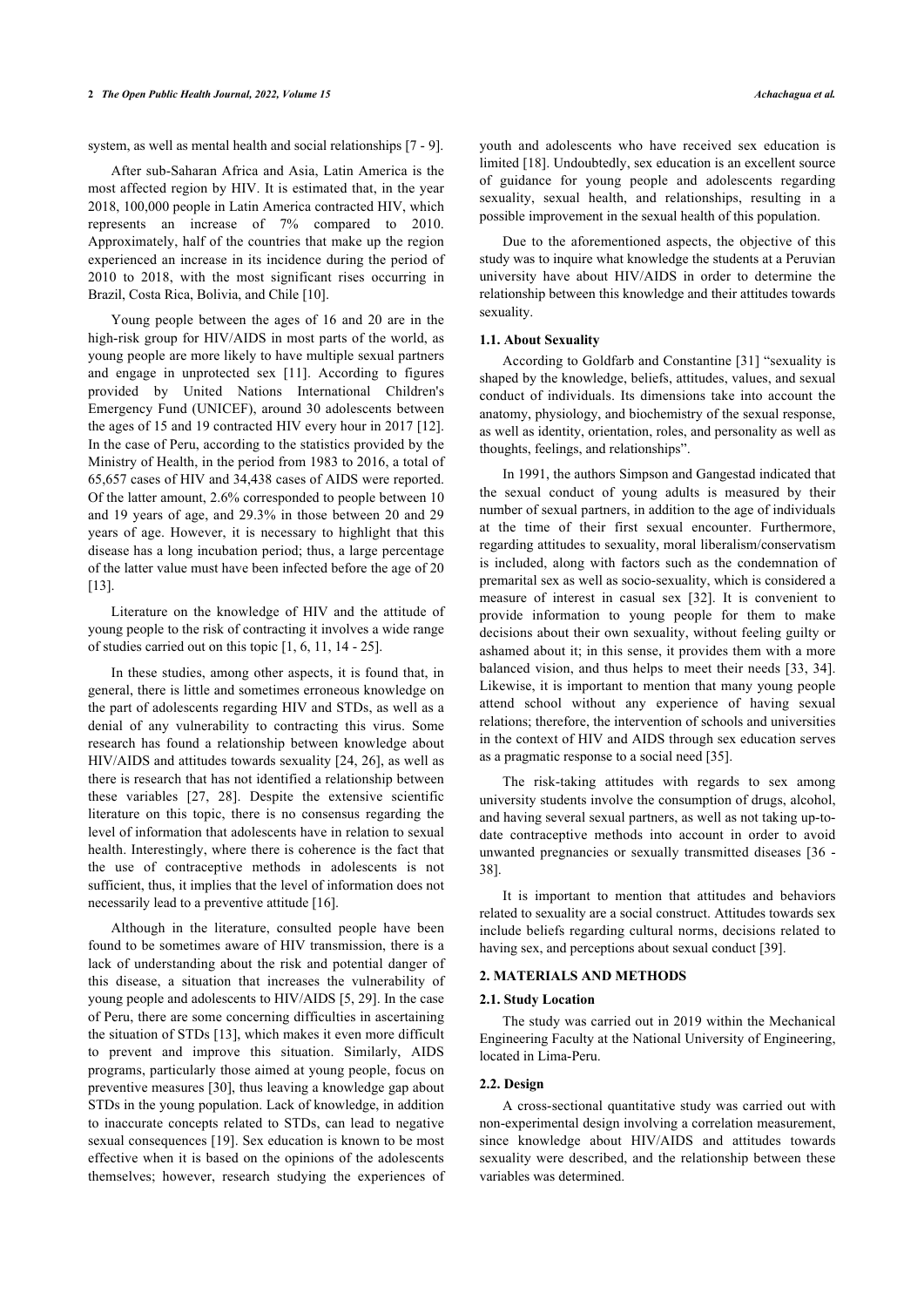system, as well as mental health and social relationships [7 - 9].

After sub-Saharan Africa and Asia, Latin America is the most affected region by HIV. It is estimated that, in the year 2018, 100,000 people in Latin America contracted HIV, which represents an increase of 7% compared to 2010. Approximately, half of the countries that make up the region experienced an increase in its incidence during the period of 2010 to 2018, with the most significant rises occurring in Brazil, Costa Rica, Bolivia, and Chile [10].

Young people between the ages of 16 and 20 are in the high-risk group for HIV/AIDS in most parts of the world, as young people are more likely to have multiple sexual partners and engage in unprotected sex [11]. According to figures provided by United Nations International Children's Emergency Fund (UNICEF), around 30 adolescents between the ages of 15 and 19 contracted HIV every hour in 2017 [12]. In the case of Peru, according to the statistics provided by the Ministry of Health, in the period from 1983 to 2016, a total of 65,657 cases of HIV and 34,438 cases of AIDS were reported. Of the latter amount, 2.6% corresponded to people between 10 and 19 years of age, and 29.3% in those between 20 and 29 years of age. However, it is necessary to highlight that this disease has a long incubation period; thus, a large percentage of the latter value must have been infected before the age of 20 [13].

Literature on the knowledge of HIV and the attitude of young people to the risk of contracting it involves a wide range of studies carried out on this topic [1, 6, 11, 14 - 25].

In these studies, among other aspects, it is found that, in general, there is little and sometimes erroneous knowledge on the part of adolescents regarding HIV and STDs, as well as a denial of any vulnerability to contracting this virus. Some research has found a relationship between knowledge about HIV/AIDS and attitudes towards sexuality [24, 26], as well as there is research that has not identified a relationship between these variables [27, 28]. Despite the extensive scientific literature on this topic, there is no consensus regarding the level of information that adolescents have in relation to sexual health. Interestingly, where there is coherence is the fact that the use of contraceptive methods in adolescents is not sufficient, thus, it implies that the level of information does not necessarily lead to a preventive attitude [16].

Although in the literature, consulted people have been found to be sometimes aware of HIV transmission, there is a lack of understanding about the risk and potential danger of this disease, a situation that increases the vulnerability of young people and adolescents to HIV/AIDS [5, 29]. In the case of Peru, there are some concerning difficulties in ascertaining the situation of STDs [13], which makes it even more difficult to prevent and improve this situation. Similarly, AIDS programs, particularly those aimed at young people, focus on preventive measures [30], thus leaving a knowledge gap about STDs in the young population. Lack of knowledge, in addition to inaccurate concepts related to STDs, can lead to negative sexual consequences [19]. Sex education is known to be most effective when it is based on the opinions of the adolescents themselves; however, research studying the experiences of youth and adolescents who have received sex education is limited [18]. Undoubtedly, sex education is an excellent source of guidance for young people and adolescents regarding sexuality, sexual health, and relationships, resulting in a possible improvement in the sexual health of this population.

Due to the aforementioned aspects, the objective of this study was to inquire what knowledge the students at a Peruvian university have about HIV/AIDS in order to determine the relationship between this knowledge and their attitudes towards sexuality.

### 1.1. About Sexuality

According to Goldfarb and Constantine [31] "sexuality is shaped by the knowledge, beliefs, attitudes, values, and sexual conduct of individuals. Its dimensions take into account the anatomy, physiology, and biochemistry of the sexual response, as well as identity, orientation, roles, and personality as well as thoughts, feelings, and relationships".

In 1991, the authors Simpson and Gangestad indicated that the sexual conduct of young adults is measured by their number of sexual partners, in addition to the age of individuals at the time of their first sexual encounter. Furthermore, regarding attitudes to sexuality, moral liberalism/conservatism is included, along with factors such as the condemnation of premarital sex as well as socio-sexuality, which is considered a measure of interest in casual sex [32]. It is convenient to provide information to young people for them to make decisions about their own sexuality, without feeling guilty or ashamed about it; in this sense, it provides them with a more balanced vision, and thus helps to meet their needs [33, 34]. Likewise, it is important to mention that many young people attend school without any experience of having sexual relations; therefore, the intervention of schools and universities in the context of HIV and AIDS through sex education serves as a pragmatic response to a social need [35].

The risk-taking attitudes with regards to sex among university students involve the consumption of drugs, alcohol, and having several sexual partners, as well as not taking up-to-date contraceptive methods into account in order to avoid unwanted pregnancies or sexually transmitted diseases [36 - 38].

It is important to mention that attitudes and behaviors related to sexuality are a social construct. Attitudes towards sex include beliefs regarding cultural norms, decisions related to having sex, and perceptions about sexual conduct [39].

## 2. MATERIALS AND METHODS

### 2.1. Study Location

The study was carried out in 2019 within the Mechanical Engineering Faculty at the National University of Engineering, located in Lima-Peru.

### 2.2. Design

A cross-sectional quantitative study was carried out with non-experimental design involving a correlation measurement, since knowledge about HIV/AIDS and attitudes towards sexuality were described, and the relationship between these variables was determined.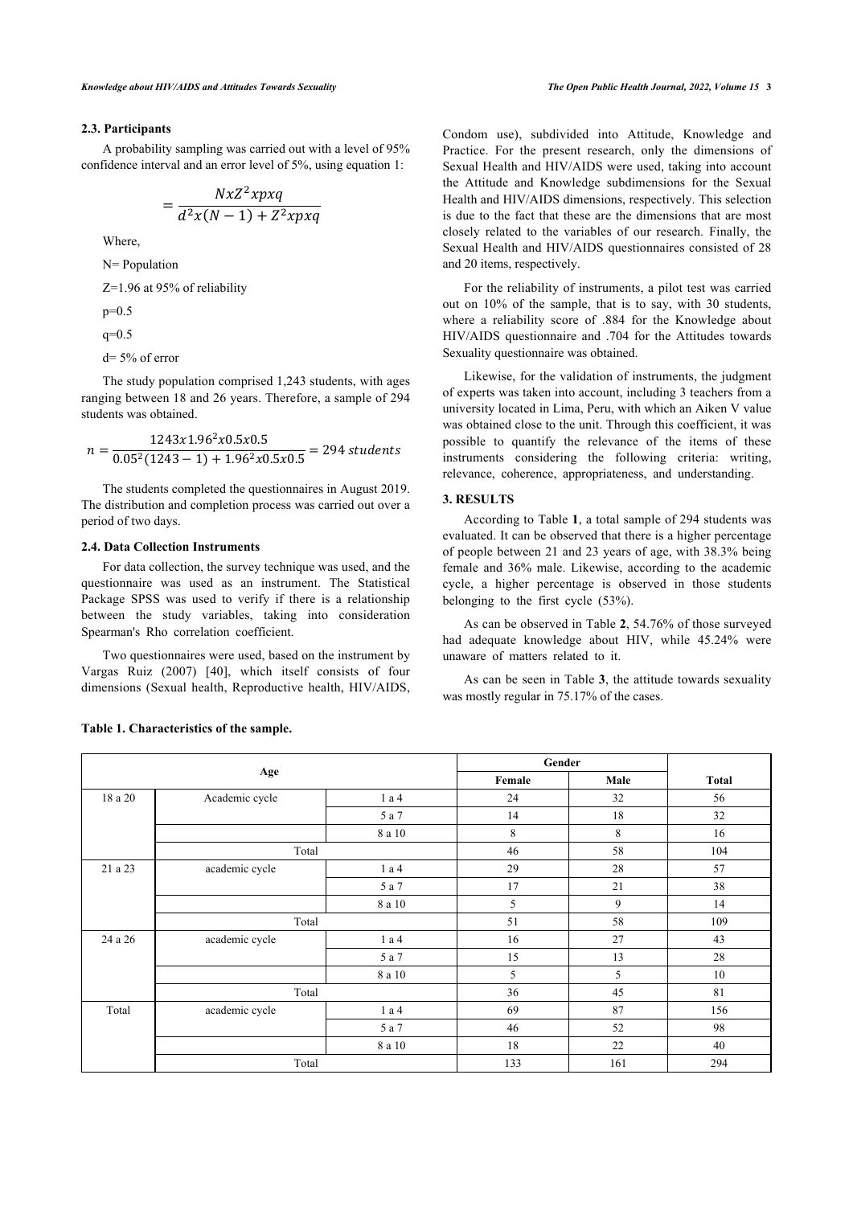### 2.3. Participants

A probability sampling was carried out with a level of 95% confidence interval and an error level of 5%, using equation 1:

$$= \frac{NxZ^2xpxq}{d^2x(N-1)+Z^2xpxq}$$

Where,

N= Population

Z=1.96 at 95% of reliability

p=0.5

q=0.5

d= 5% of error

The study population comprised 1,243 students, with ages ranging between 18 and 26 years. Therefore, a sample of 294 students was obtained.

$$n = \frac{1243x1.96^2x0.5x0.5}{0.05^2(1243-1)+1.96^2x0.5x0.5} = 294\ students$$

The students completed the questionnaires in August 2019. The distribution and completion process was carried out over a period of two days.

### 2.4. Data Collection Instruments

For data collection, the survey technique was used, and the questionnaire was used as an instrument. The Statistical Package SPSS was used to verify if there is a relationship between the study variables, taking into consideration Spearman's Rho correlation coefficient.

Two questionnaires were used, based on the instrument by Vargas Ruiz (2007) [40], which itself consists of four dimensions (Sexual health, Reproductive health, HIV/AIDS, Condom use), subdivided into Attitude, Knowledge and Practice. For the present research, only the dimensions of Sexual Health and HIV/AIDS were used, taking into account the Attitude and Knowledge subdimensions for the Sexual Health and HIV/AIDS dimensions, respectively. This selection is due to the fact that these are the dimensions that are most closely related to the variables of our research. Finally, the Sexual Health and HIV/AIDS questionnaires consisted of 28 and 20 items, respectively.

For the reliability of instruments, a pilot test was carried out on 10% of the sample, that is to say, with 30 students, where a reliability score of .884 for the Knowledge about HIV/AIDS questionnaire and .704 for the Attitudes towards Sexuality questionnaire was obtained.

Likewise, for the validation of instruments, the judgment of experts was taken into account, including 3 teachers from a university located in Lima, Peru, with which an Aiken V value was obtained close to the unit. Through this coefficient, it was possible to quantify the relevance of the items of these instruments considering the following criteria: writing, relevance, coherence, appropriateness, and understanding.

## 3. RESULTS

According to Table **1**, a total sample of 294 students was evaluated. It can be observed that there is a higher percentage of people between 21 and 23 years of age, with 38.3% being female and 36% male. Likewise, according to the academic cycle, a higher percentage is observed in those students belonging to the first cycle (53%).

As can be observed in Table **2**, 54.76% of those surveyed had adequate knowledge about HIV, while 45.24% were unaware of matters related to it.

As can be seen in Table **3**, the attitude towards sexuality was mostly regular in 75.17% of the cases.

**Table 1. Characteristics of the sample.**

| Age | | | Gender | | Total |
|---|---|---|---|---|---|
| | | | Female | Male | |
| 18 a 20 | Academic cycle | 1 a 4 | 24 | 32 | 56 |
| | | 5 a 7 | 14 | 18 | 32 |
| | | 8 a 10 | 8 | 8 | 16 |
| | Total | | 46 | 58 | 104 |
| 21 a 23 | academic cycle | 1 a 4 | 29 | 28 | 57 |
| | | 5 a 7 | 17 | 21 | 38 |
| | | 8 a 10 | 5 | 9 | 14 |
| | Total | | 51 | 58 | 109 |
| 24 a 26 | academic cycle | 1 a 4 | 16 | 27 | 43 |
| | | 5 a 7 | 15 | 13 | 28 |
| | | 8 a 10 | 5 | 5 | 10 |
| | Total | | 36 | 45 | 81 |
| Total | academic cycle | 1 a 4 | 69 | 87 | 156 |
| | | 5 a 7 | 46 | 52 | 98 |
| | | 8 a 10 | 18 | 22 | 40 |
| | Total | | 133 | 161 | 294 |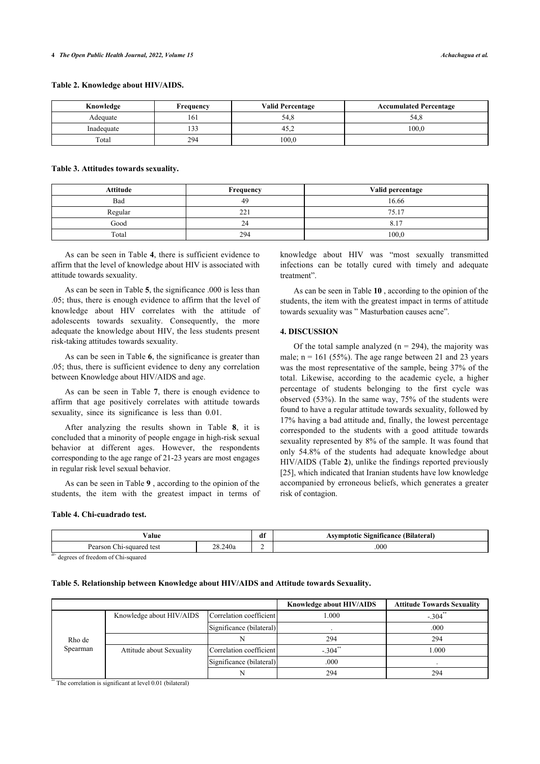**Table 2. Knowledge about HIV/AIDS.**

| Knowledge | Frequency | Valid Percentage | Accumulated Percentage |
|---|---|---|---|
| Adequate | 161 | 54,8 | 54,8 |
| Inadequate | 133 | 45,2 | 100,0 |
| Total | 294 | 100,0 | |

**Table 3. Attitudes towards sexuality.**

| Attitude | Frequency | Valid percentage |
|---|---|---|
| Bad | 49 | 16.66 |
| Regular | 221 | 75.17 |
| Good | 24 | 8.17 |
| Total | 294 | 100,0 |

As can be seen in Table **4**, there is sufficient evidence to affirm that the level of knowledge about HIV is associated with attitude towards sexuality.

As can be seen in Table **5**, the significance .000 is less than .05; thus, there is enough evidence to affirm that the level of knowledge about HIV correlates with the attitude of adolescents towards sexuality. Consequently, the more adequate the knowledge about HIV, the less students present risk-taking attitudes towards sexuality.

As can be seen in Table **6**, the significance is greater than .05; thus, there is sufficient evidence to deny any correlation between Knowledge about HIV/AIDS and age.

As can be seen in Table **7**, there is enough evidence to affirm that age positively correlates with attitude towards sexuality, since its significance is less than 0.01.

After analyzing the results shown in Table **8**, it is concluded that a minority of people engage in high-risk sexual behavior at different ages. However, the respondents corresponding to the age range of 21-23 years are most engages in regular risk level sexual behavior.

As can be seen in Table **9** , according to the opinion of the students, the item with the greatest impact in terms of knowledge about HIV was "most sexually transmitted infections can be totally cured with timely and adequate treatment".

As can be seen in Table **10** , according to the opinion of the students, the item with the greatest impact in terms of attitude towards sexuality was " Masturbation causes acne".

## 4. DISCUSSION

Of the total sample analyzed (n = 294), the majority was male; n = 161 (55%). The age range between 21 and 23 years was the most representative of the sample, being 37% of the total. Likewise, according to the academic cycle, a higher percentage of students belonging to the first cycle was observed (53%). In the same way, 75% of the students were found to have a regular attitude towards sexuality, followed by 17% having a bad attitude and, finally, the lowest percentage corresponded to the students with a good attitude towards sexuality represented by 8% of the sample. It was found that only 54.8% of the students had adequate knowledge about HIV/AIDS (Table **2**), unlike the findings reported previously [25], which indicated that Iranian students have low knowledge accompanied by erroneous beliefs, which generates a greater risk of contagion.

**Table 4. Chi-cuadrado test.**

| Value | | df | Asymptotic Significance (Bilateral) |
|---|---|---|---|
| Pearson Chi-squared test | 28.240a | 2 | .000 |

df= degrees of freedom of Chi-squared

**Table 5. Relationship between Knowledge about HIV/AIDS and Attitude towards Sexuality.**

| | | | Knowledge about HIV/AIDS | Attitude Towards Sexuality |
|---|---|---|---|---|
| Rho de Spearman | Knowledge about HIV/AIDS | Correlation coefficient | 1.000 | -.304** |
| | | Significance (bilateral) | . | .000 |
| | | N | 294 | 294 |
| | Attitude about Sexuality | Correlation coefficient | -.304** | 1.000 |
| | | Significance (bilateral) | .000 | . |
| | | N | 294 | 294 |

** The correlation is significant at level 0.01 (bilateral)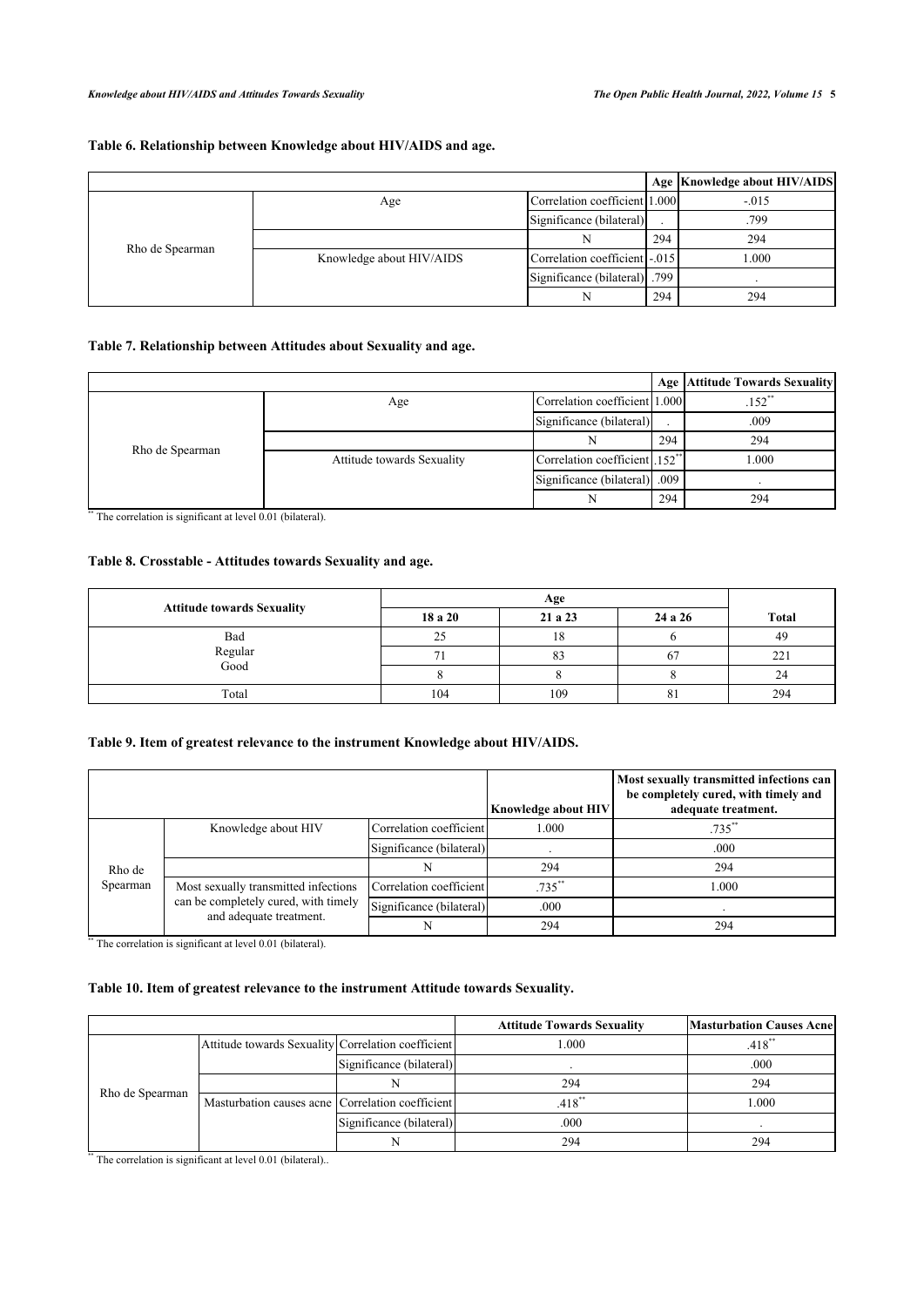### Table 6. Relationship between Knowledge about HIV/AIDS and age.

| | | | Age | Knowledge about HIV/AIDS |
|---|---|---|---|---|
| Rho de Spearman | Age | Correlation coefficient | 1.000 | -.015 |
| | | Significance (bilateral) | . | .799 |
| | | N | 294 | 294 |
| | Knowledge about HIV/AIDS | Correlation coefficient | -.015 | 1.000 |
| | | Significance (bilateral) | .799 | . |
| | | N | 294 | 294 |

### Table 7. Relationship between Attitudes about Sexuality and age.

| | | | Age | Attitude Towards Sexuality |
|---|---|---|---|---|
| Rho de Spearman | Age | Correlation coefficient | 1.000 | .152** |
| | | Significance (bilateral) | . | .009 |
| | | N | 294 | 294 |
| | Attitude towards Sexuality | Correlation coefficient | .152** | 1.000 |
| | | Significance (bilateral) | .009 | . |
| | | N | 294 | 294 |

** The correlation is significant at level 0.01 (bilateral).

### Table 8. Crosstable - Attitudes towards Sexuality and age.

| Attitude towards Sexuality | Age | | | Total |
|---|---|---|---|---|
| | 18 a 20 | 21 a 23 | 24 a 26 | |
| Bad | 25 | 18 | 6 | 49 |
| Regular | 71 | 83 | 67 | 221 |
| Good | 8 | 8 | 8 | 24 |
| Total | 104 | 109 | 81 | 294 |

### Table 9. Item of greatest relevance to the instrument Knowledge about HIV/AIDS.

| | | | Knowledge about HIV | Most sexually transmitted infections can be completely cured, with timely and adequate treatment. |
|---|---|---|---|---|
| Rho de Spearman | Knowledge about HIV | Correlation coefficient | 1.000 | .735** |
| | | Significance (bilateral) | . | .000 |
| | | N | 294 | 294 |
| | Most sexually transmitted infections can be completely cured, with timely and adequate treatment. | Correlation coefficient | .735** | 1.000 |
| | | Significance (bilateral) | .000 | . |
| | | N | 294 | 294 |

** The correlation is significant at level 0.01 (bilateral).

### Table 10. Item of greatest relevance to the instrument Attitude towards Sexuality.

| | | | Attitude Towards Sexuality | Masturbation Causes Acne |
|---|---|---|---|---|
| Rho de Spearman | Attitude towards Sexuality | Correlation coefficient | 1.000 | .418** |
| | | Significance (bilateral) | . | .000 |
| | | N | 294 | 294 |
| | Masturbation causes acne | Correlation coefficient | .418** | 1.000 |
| | | Significance (bilateral) | .000 | . |
| | | N | 294 | 294 |

** The correlation is significant at level 0.01 (bilateral)..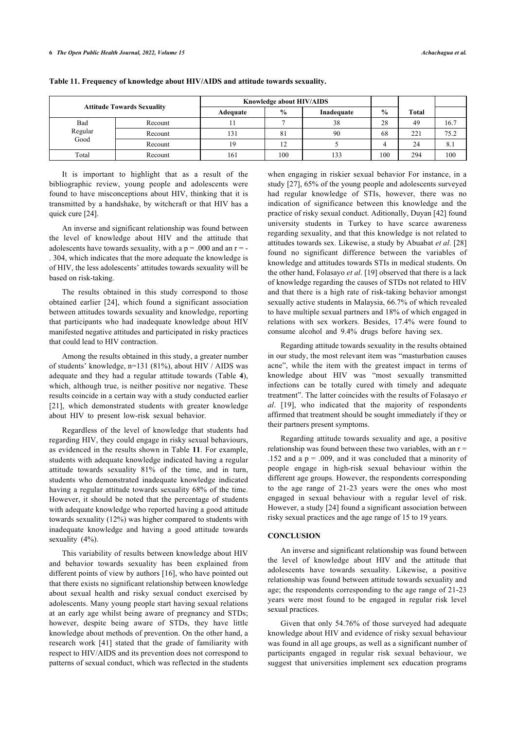**Table 11. Frequency of knowledge about HIV/AIDS and attitude towards sexuality.**

| Attitude Towards Sexuality | | Knowledge about HIV/AIDS | | | | | |
|---|---|---|---|---|---|---|---|
| | | Adequate | % | Inadequate | % | Total | |
| Bad | Recount | 11 | 7 | 38 | 28 | 49 | 16.7 |
| Regular | Recount | 131 | 81 | 90 | 68 | 221 | 75.2 |
| Good | Recount | 19 | 12 | 5 | 4 | 24 | 8.1 |
| Total | Recount | 161 | 100 | 133 | 100 | 294 | 100 |

It is important to highlight that as a result of the bibliographic review, young people and adolescents were found to have misconceptions about HIV, thinking that it is transmitted by a handshake, by witchcraft or that HIV has a quick cure [24].

An inverse and significant relationship was found between the level of knowledge about HIV and the attitude that adolescents have towards sexuality, with a p = .000 and an r = -. 304, which indicates that the more adequate the knowledge is of HIV, the less adolescents' attitudes towards sexuality will be based on risk-taking.

The results obtained in this study correspond to those obtained earlier [24], which found a significant association between attitudes towards sexuality and knowledge, reporting that participants who had inadequate knowledge about HIV manifested negative attitudes and participated in risky practices that could lead to HIV contraction.

Among the results obtained in this study, a greater number of students' knowledge, n=131 (81%), about HIV / AIDS was adequate and they had a regular attitude towards (Table **4**), which, although true, is neither positive nor negative. These results coincide in a certain way with a study conducted earlier [21], which demonstrated students with greater knowledge about HIV to present low-risk sexual behavior.

Regardless of the level of knowledge that students had regarding HIV, they could engage in risky sexual behaviours, as evidenced in the results shown in Table **11**. For example, students with adequate knowledge indicated having a regular attitude towards sexuality 81% of the time, and in turn, students who demonstrated inadequate knowledge indicated having a regular attitude towards sexuality 68% of the time. However, it should be noted that the percentage of students with adequate knowledge who reported having a good attitude towards sexuality (12%) was higher compared to students with inadequate knowledge and having a good attitude towards sexuality (4%).

This variability of results between knowledge about HIV and behavior towards sexuality has been explained from different points of view by authors [16], who have pointed out that there exists no significant relationship between knowledge about sexual health and risky sexual conduct exercised by adolescents. Many young people start having sexual relations at an early age whilst being aware of pregnancy and STDs; however, despite being aware of STDs, they have little knowledge about methods of prevention. On the other hand, a research work [41] stated that the grade of familiarity with respect to HIV/AIDS and its prevention does not correspond to patterns of sexual conduct, which was reflected in the students when engaging in riskier sexual behavior For instance, in a study [27], 65% of the young people and adolescents surveyed had regular knowledge of STIs, however, there was no indication of significance between this knowledge and the practice of risky sexual conduct. Aditionally, Duyan [42] found university students in Turkey to have scarce awareness regarding sexuality, and that this knowledge is not related to attitudes towards sex. Likewise, a study by Abuabat *et al*. [28] found no significant difference between the variables of knowledge and attitudes towards STIs in medical students. On the other hand, Folasayo *et al*. [19] observed that there is a lack of knowledge regarding the causes of STDs not related to HIV and that there is a high rate of risk-taking behavior amongst sexually active students in Malaysia, 66.7% of which revealed to have multiple sexual partners and 18% of which engaged in relations with sex workers. Besides, 17.4% were found to consume alcohol and 9.4% drugs before having sex.

Regarding attitude towards sexuality in the results obtained in our study, the most relevant item was "masturbation causes acne", while the item with the greatest impact in terms of knowledge about HIV was "most sexually transmitted infections can be totally cured with timely and adequate treatment". The latter coincides with the results of Folasayo *et al*. [19], who indicated that the majority of respondents affirmed that treatment should be sought immediately if they or their partners present symptoms.

Regarding attitude towards sexuality and age, a positive relationship was found between these two variables, with an r = .152 and a p = .009, and it was concluded that a minority of people engage in high-risk sexual behaviour within the different age groups. However, the respondents corresponding to the age range of 21-23 years were the ones who most engaged in sexual behaviour with a regular level of risk. However, a study [24] found a significant association between risky sexual practices and the age range of 15 to 19 years.

## CONCLUSION

An inverse and significant relationship was found between the level of knowledge about HIV and the attitude that adolescents have towards sexuality. Likewise, a positive relationship was found between attitude towards sexuality and age; the respondents corresponding to the age range of 21-23 years were most found to be engaged in regular risk level sexual practices.

Given that only 54.76% of those surveyed had adequate knowledge about HIV and evidence of risky sexual behaviour was found in all age groups, as well as a significant number of participants engaged in regular risk sexual behaviour, we suggest that universities implement sex education programs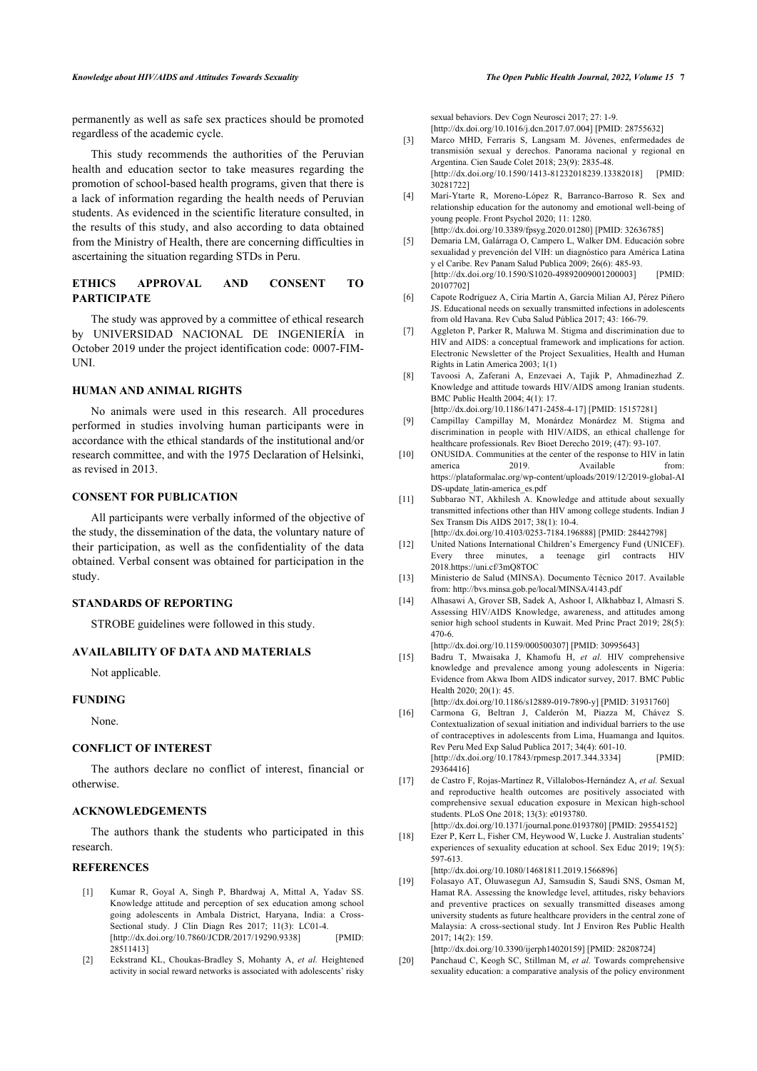permanently as well as safe sex practices should be promoted regardless of the academic cycle.

This study recommends the authorities of the Peruvian health and education sector to take measures regarding the promotion of school-based health programs, given that there is a lack of information regarding the health needs of Peruvian students. As evidenced in the scientific literature consulted, in the results of this study, and also according to data obtained from the Ministry of Health, there are concerning difficulties in ascertaining the situation regarding STDs in Peru.

## ETHICS APPROVAL AND CONSENT TO PARTICIPATE

The study was approved by a committee of ethical research by UNIVERSIDAD NACIONAL DE INGENIERÍA in October 2019 under the project identification code: 0007-FIM-UNI.

## HUMAN AND ANIMAL RIGHTS

No animals were used in this research. All procedures performed in studies involving human participants were in accordance with the ethical standards of the institutional and/or research committee, and with the 1975 Declaration of Helsinki, as revised in 2013.

## CONSENT FOR PUBLICATION

All participants were verbally informed of the objective of the study, the dissemination of the data, the voluntary nature of their participation, as well as the confidentiality of the data obtained. Verbal consent was obtained for participation in the study.

## STANDARDS OF REPORTING

STROBE guidelines were followed in this study.

## AVAILABILITY OF DATA AND MATERIALS

Not applicable.

## FUNDING

None.

## CONFLICT OF INTEREST

The authors declare no conflict of interest, financial or otherwise.

## ACKNOWLEDGEMENTS

The authors thank the students who participated in this research.

## REFERENCES

[1] Kumar R, Goyal A, Singh P, Bhardwaj A, Mittal A, Yadav SS. Knowledge attitude and perception of sex education among school going adolescents in Ambala District, Haryana, India: a Cross-Sectional study. J Clin Diagn Res 2017; 11(3): LC01-4. [http://dx.doi.org/10.7860/JCDR/2017/19290.9338] [PMID: 28511413]

[2] Eckstrand KL, Choukas-Bradley S, Mohanty A, *et al.* Heightened activity in social reward networks is associated with adolescents' risky sexual behaviors. Dev Cogn Neurosci 2017; 27: 1-9. [http://dx.doi.org/10.1016/j.dcn.2017.07.004] [PMID: 28755632]

[3] Marco MHD, Ferraris S, Langsam M. Jóvenes, enfermedades de transmisión sexual y derechos. Panorama nacional y regional en Argentina. Cien Saude Colet 2018; 23(9): 2835-48. [http://dx.doi.org/10.1590/1413-81232018239.13382018] [PMID: 30281722]

[4] Marí-Ytarte R, Moreno-López R, Barranco-Barroso R. Sex and relationship education for the autonomy and emotional well-being of young people. Front Psychol 2020; 11: 1280. [http://dx.doi.org/10.3389/fpsyg.2020.01280] [PMID: 32636785]

[5] Demaria LM, Galárraga O, Campero L, Walker DM. Educación sobre sexualidad y prevención del VIH: un diagnóstico para América Latina y el Caribe. Rev Panam Salud Publica 2009; 26(6): 485-93. [http://dx.doi.org/10.1590/S1020-49892009001200003] [PMID: 20107702]

[6] Capote Rodríguez A, Ciria Martín A, García Milian AJ, Pérez Piñero JS. Educational needs on sexually transmitted infections in adolescents from old Havana. Rev Cuba Salud Pública 2017; 43: 166-79.

[7] Aggleton P, Parker R, Maluwa M. Stigma and discrimination due to HIV and AIDS: a conceptual framework and implications for action. Electronic Newsletter of the Project Sexualities, Health and Human Rights in Latin America 2003; 1(1)

[8] Tavoosi A, Zaferani A, Enzevaei A, Tajik P, Ahmadinezhad Z. Knowledge and attitude towards HIV/AIDS among Iranian students. BMC Public Health 2004; 4(1): 17. [http://dx.doi.org/10.1186/1471-2458-4-17] [PMID: 15157281]

[9] Campillay Campillay M, Monárdez Monárdez M. Stigma and discrimination in people with HIV/AIDS, an ethical challenge for healthcare professionals. Rev Bioet Derecho 2019; (47): 93-107.

[10] ONUSIDA. Communities at the center of the response to HIV in latin america 2019. Available from: https://plataformalac.org/wp-content/uploads/2019/12/2019-global-AIDS-update_latin-america_es.pdf

[11] Subbarao NT, Akhilesh A. Knowledge and attitude about sexually transmitted infections other than HIV among college students. Indian J Sex Transm Dis AIDS 2017; 38(1): 10-4. [http://dx.doi.org/10.4103/0253-7184.196888] [PMID: 28442798]

[12] United Nations International Children's Emergency Fund (UNICEF). Every three minutes, a teenage girl contracts HIV 2018.https://uni.cf/3mQ8TOC

[13] Ministerio de Salud (MINSA). Documento Técnico 2017. Available from: http://bvs.minsa.gob.pe/local/MINSA/4143.pdf

[14] Alhasawi A, Grover SB, Sadek A, Ashoor I, Alkhabbaz I, Almasri S. Assessing HIV/AIDS Knowledge, awareness, and attitudes among senior high school students in Kuwait. Med Princ Pract 2019; 28(5): 470-6. [http://dx.doi.org/10.1159/000500307] [PMID: 30995643]

[15] Badru T, Mwaisaka J, Khamofu H, *et al.* HIV comprehensive knowledge and prevalence among young adolescents in Nigeria: Evidence from Akwa Ibom AIDS indicator survey, 2017. BMC Public Health 2020; 20(1): 45. [http://dx.doi.org/10.1186/s12889-019-7890-y] [PMID: 31931760]

[16] Carmona G, Beltran J, Calderón M, Piazza M, Chávez S. Contextualization of sexual initiation and individual barriers to the use of contraceptives in adolescents from Lima, Huamanga and Iquitos. Rev Peru Med Exp Salud Publica 2017; 34(4): 601-10. [http://dx.doi.org/10.17843/rpmesp.2017.344.3334] [PMID: 29364416]

[17] de Castro F, Rojas-Martínez R, Villalobos-Hernández A, *et al.* Sexual and reproductive health outcomes are positively associated with comprehensive sexual education exposure in Mexican high-school students. PLoS One 2018; 13(3): e0193780. [http://dx.doi.org/10.1371/journal.pone.0193780] [PMID: 29554152]

[18] Ezer P, Kerr L, Fisher CM, Heywood W, Lucke J. Australian students' experiences of sexuality education at school. Sex Educ 2019; 19(5): 597-613. [http://dx.doi.org/10.1080/14681811.2019.1566896]

[19] Folasayo AT, Oluwasegun AJ, Samsudin S, Saudi SNS, Osman M, Hamat RA. Assessing the knowledge level, attitudes, risky behaviors and preventive practices on sexually transmitted diseases among university students as future healthcare providers in the central zone of Malaysia: A cross-sectional study. Int J Environ Res Public Health 2017; 14(2): 159. [http://dx.doi.org/10.3390/ijerph14020159] [PMID: 28208724]

[20] Panchaud C, Keogh SC, Stillman M, *et al.* Towards comprehensive sexuality education: a comparative analysis of the policy environment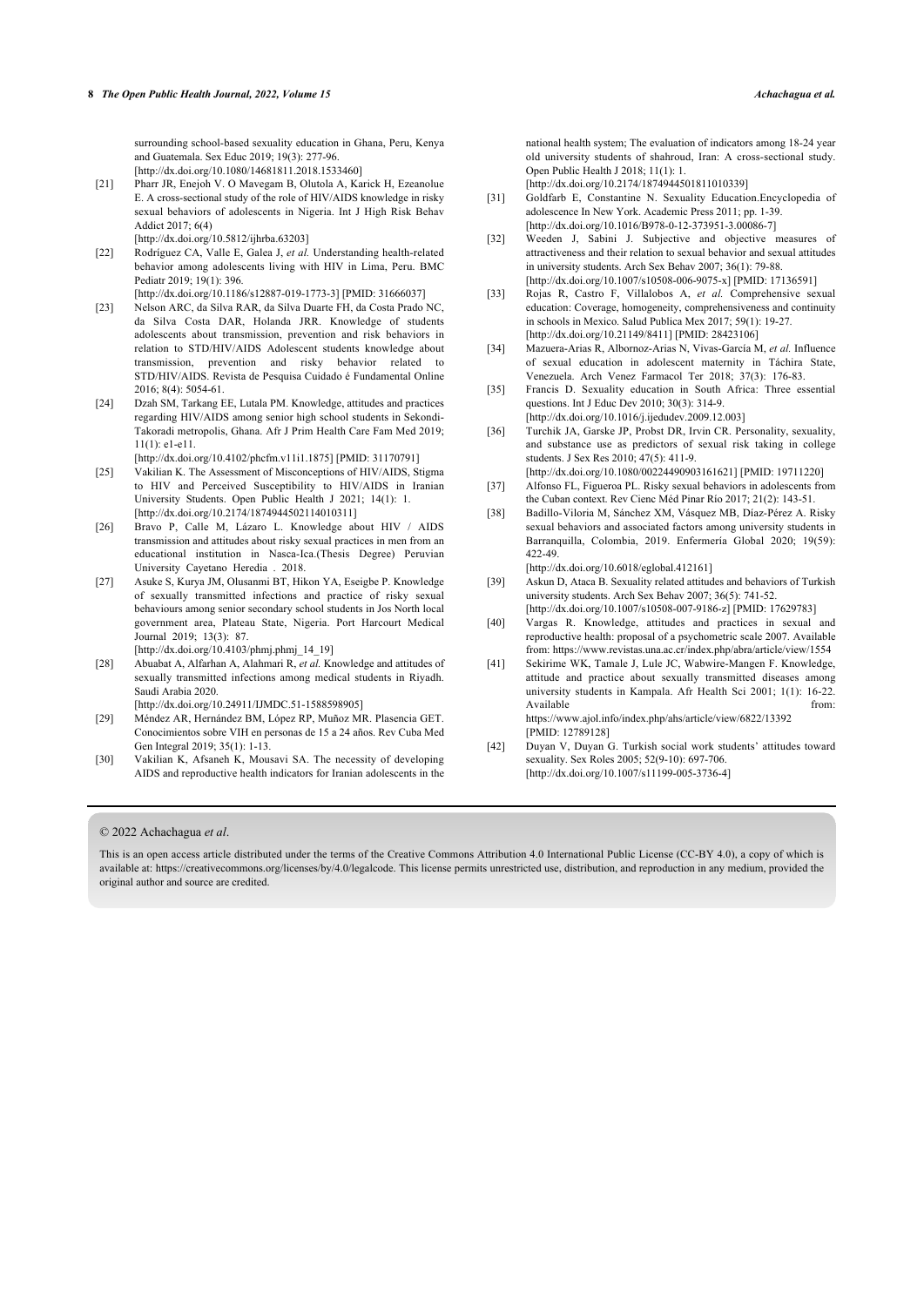surrounding school-based sexuality education in Ghana, Peru, Kenya and Guatemala. Sex Educ 2019; 19(3): 277-96.
[http://dx.doi.org/10.1080/14681811.2018.1533460]

[21] Pharr JR, Enejoh V. O Mavegam B, Olutola A, Karick H, Ezeanolue E. A cross-sectional study of the role of HIV/AIDS knowledge in risky sexual behaviors of adolescents in Nigeria. Int J High Risk Behav Addict 2017; 6(4)
[http://dx.doi.org/10.5812/ijhrba.63203]

[22] Rodríguez CA, Valle E, Galea J, *et al.* Understanding health-related behavior among adolescents living with HIV in Lima, Peru. BMC Pediatr 2019; 19(1): 396.
[http://dx.doi.org/10.1186/s12887-019-1773-3] [PMID: 31666037]

[23] Nelson ARC, da Silva RAR, da Silva Duarte FH, da Costa Prado NC, da Silva Costa DAR, Holanda JRR. Knowledge of students adolescents about transmission, prevention and risk behaviors in relation to STD/HIV/AIDS Adolescent students knowledge about transmission, prevention and risky behavior related to STD/HIV/AIDS. Revista de Pesquisa Cuidado é Fundamental Online 2016; 8(4): 5054-61.

[24] Dzah SM, Tarkang EE, Lutala PM. Knowledge, attitudes and practices regarding HIV/AIDS among senior high school students in Sekondi-Takoradi metropolis, Ghana. Afr J Prim Health Care Fam Med 2019; 11(1): e1-e11.
[http://dx.doi.org/10.4102/phcfm.v11i1.1875] [PMID: 31170791]

[25] Vakilian K. The Assessment of Misconceptions of HIV/AIDS, Stigma to HIV and Perceived Susceptibility to HIV/AIDS in Iranian University Students. Open Public Health J 2021; 14(1): 1.
[http://dx.doi.org/10.2174/1874944502114010311]

[26] Bravo P, Calle M, Lázaro L. Knowledge about HIV / AIDS transmission and attitudes about risky sexual practices in men from an educational institution in Nasca-Ica.(Thesis Degree) Peruvian University Cayetano Heredia . 2018.

[27] Asuke S, Kurya JM, Olusanmi BT, Hikon YA, Eseigbe P. Knowledge of sexually transmitted infections and practice of risky sexual behaviours among senior secondary school students in Jos North local government area, Plateau State, Nigeria. Port Harcourt Medical Journal 2019; 13(3): 87.
[http://dx.doi.org/10.4103/phmj.phmj_14_19]

[28] Abuabat A, Alfarhan A, Alahmari R, *et al.* Knowledge and attitudes of sexually transmitted infections among medical students in Riyadh. Saudi Arabia 2020.
[http://dx.doi.org/10.24911/IJMDC.51-1588598905]

[29] Méndez AR, Hernández BM, López RP, Muñoz MR. Plasencia GET. Conocimientos sobre VIH en personas de 15 a 24 años. Rev Cuba Med Gen Integral 2019; 35(1): 1-13.

[30] Vakilian K, Afsaneh K, Mousavi SA. The necessity of developing AIDS and reproductive health indicators for Iranian adolescents in the national health system; The evaluation of indicators among 18-24 year old university students of shahroud, Iran: A cross-sectional study. Open Public Health J 2018; 11(1): 1.
[http://dx.doi.org/10.2174/1874944501811010339]

[31] Goldfarb E, Constantine N. Sexuality Education.Encyclopedia of adolescence In New York. Academic Press 2011; pp. 1-39.
[http://dx.doi.org/10.1016/B978-0-12-373951-3.00086-7]

[32] Weeden J, Sabini J. Subjective and objective measures of attractiveness and their relation to sexual behavior and sexual attitudes in university students. Arch Sex Behav 2007; 36(1): 79-88.
[http://dx.doi.org/10.1007/s10508-006-9075-x] [PMID: 17136591]

[33] Rojas R, Castro F, Villalobos A, *et al.* Comprehensive sexual education: Coverage, homogeneity, comprehensiveness and continuity in schools in Mexico. Salud Publica Mex 2017; 59(1): 19-27.
[http://dx.doi.org/10.21149/8411] [PMID: 28423106]

[34] Mazuera-Arias R, Albornoz-Arias N, Vivas-García M, *et al.* Influence of sexual education in adolescent maternity in Táchira State, Venezuela. Arch Venez Farmacol Ter 2018; 37(3): 176-83.

[35] Francis D. Sexuality education in South Africa: Three essential questions. Int J Educ Dev 2010; 30(3): 314-9.
[http://dx.doi.org/10.1016/j.ijedudev.2009.12.003]

[36] Turchik JA, Garske JP, Probst DR, Irvin CR. Personality, sexuality, and substance use as predictors of sexual risk taking in college students. J Sex Res 2010; 47(5): 411-9.
[http://dx.doi.org/10.1080/00224490903161621] [PMID: 19711220]

[37] Alfonso FL, Figueroa PL. Risky sexual behaviors in adolescents from the Cuban context. Rev Cienc Méd Pinar Río 2017; 21(2): 143-51.

[38] Badillo-Viloria M, Sánchez XM, Vásquez MB, Díaz-Pérez A. Risky sexual behaviors and associated factors among university students in Barranquilla, Colombia, 2019. Enfermería Global 2020; 19(59): 422-49.
[http://dx.doi.org/10.6018/eglobal.412161]

[39] Askun D, Ataca B. Sexuality related attitudes and behaviors of Turkish university students. Arch Sex Behav 2007; 36(5): 741-52.
[http://dx.doi.org/10.1007/s10508-007-9186-z] [PMID: 17629783]

[40] Vargas R. Knowledge, attitudes and practices in sexual and reproductive health: proposal of a psychometric scale 2007. Available from: https://www.revistas.una.ac.cr/index.php/abra/article/view/1554

[41] Sekirime WK, Tamale J, Lule JC, Wabwire-Mangen F. Knowledge, attitude and practice about sexually transmitted diseases among university students in Kampala. Afr Health Sci 2001; 1(1): 16-22. Available from: https://www.ajol.info/index.php/ahs/article/view/6822/13392
[PMID: 12789128]

[42] Duyan V, Duyan G. Turkish social work students' attitudes toward sexuality. Sex Roles 2005; 52(9-10): 697-706.
[http://dx.doi.org/10.1007/s11199-005-3736-4]

© 2022 Achachagua *et al*.

This is an open access article distributed under the terms of the Creative Commons Attribution 4.0 International Public License (CC-BY 4.0), a copy of which is available at: https://creativecommons.org/licenses/by/4.0/legalcode. This license permits unrestricted use, distribution, and reproduction in any medium, provided the original author and source are credited.